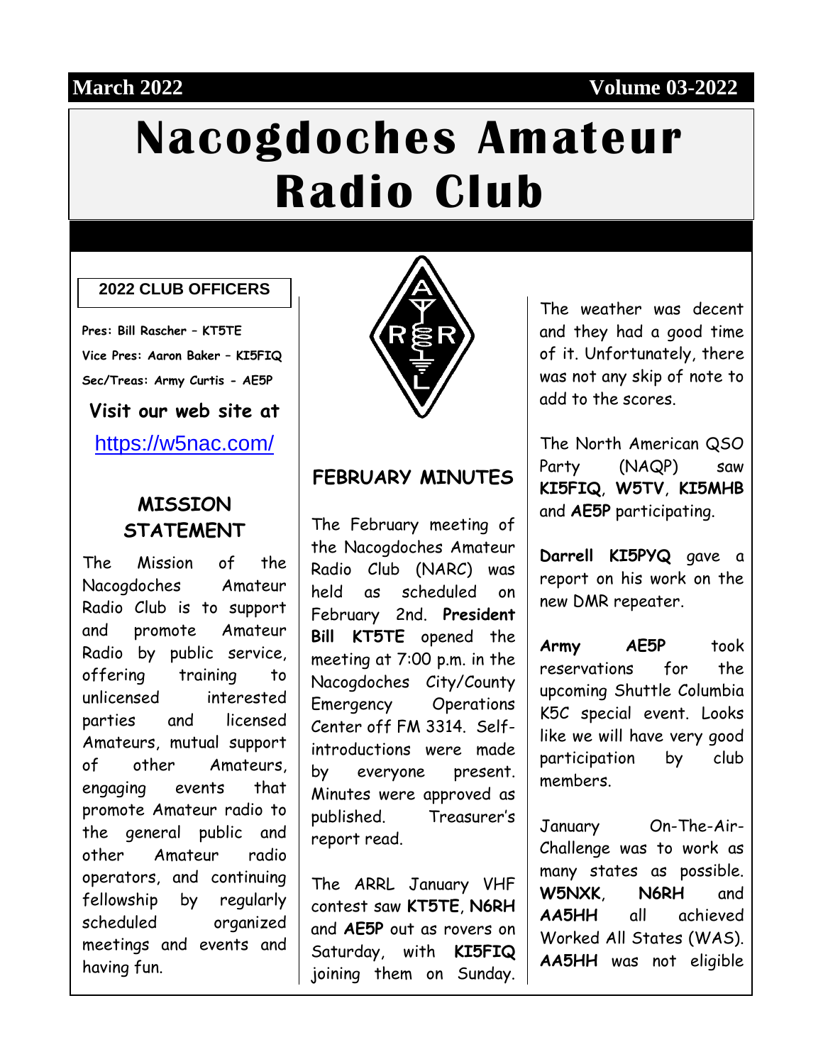March 2022 Volume 03-2022

# Nacogdoches Amateur Radio Club

**2022 CLUB OFFICERS**

**Pres: Bill Rascher – KT5TE**

**Vice Pres: Aaron Baker – KI5FIQ**

**Sec/Treas: Army Curtis - AE5P**

**Visit our web site at**

https://w5nac.com/

## MISSION STATEMENT

The Mission of the Nacogdoches Amateur Radio Club is to support and promote Amateur Radio by public service, offering training to unlicensed interested parties and licensed Amateurs, mutual support of other Amateurs, engaging events that promote Amateur radio to the general public and other Amateur radio operators, and continuing fellowship by regularly scheduled organized meetings and events and having fun.

## FEBRUARY MINUTES

The February meeting of the Nacogdoches Amateur Radio Club (NARC) was held as scheduled on February 2nd. **President Bill KT5TE** opened the meeting at 7:00 p.m. in the Nacogdoches City/County Emergency Operations Center off FM 3314. Self-introductions were made by everyone present. Minutes were approved as published. Treasurer's report read.

The ARRL January VHF contest saw **KT5TE**, **N6RH** and **AE5P** out as rovers on Saturday, with **KI5FIQ** joining them on Sunday. The weather was decent and they had a good time of it. Unfortunately, there was not any skip of note to add to the scores.

The North American QSO Party (NAQP) saw **KI5FIQ**, **W5TV**, **KI5MHB** and **AE5P** participating.

**Darrell KI5PYQ** gave a report on his work on the new DMR repeater.

**Army AE5P** took reservations for the upcoming Shuttle Columbia K5C special event. Looks like we will have very good participation by club members.

January On-The-Air-Challenge was to work as many states as possible. **W5NXK**, **N6RH** and **AA5HH** all achieved Worked All States (WAS). **AA5HH** was not eligible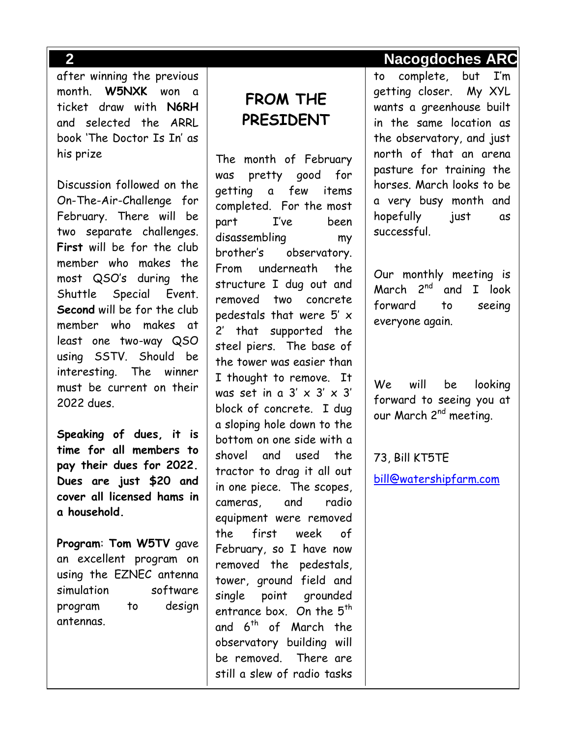after winning the previous month. **W5NXK** won a ticket draw with **N6RH** and selected the ARRL book 'The Doctor Is In' as his prize

Discussion followed on the On-The-Air-Challenge for February. There will be two separate challenges. **First** will be for the club member who makes the most QSO's during the Shuttle Special Event. **Second** will be for the club member who makes at least one two-way QSO using SSTV. Should be interesting. The winner must be current on their 2022 dues.

**Speaking of dues, it is time for all members to pay their dues for 2022. Dues are just $20 and cover all licensed hams in a household.**

**Program**: **Tom W5TV** gave an excellent program on using the EZNEC antenna simulation software program to design antennas.

## FROM THE PRESIDENT

The month of February was pretty good for getting a few items completed. For the most part I've been disassembling my brother's observatory. From underneath the structure I dug out and removed two concrete pedestals that were 5' x 2' that supported the steel piers. The base of the tower was easier than I thought to remove. It was set in a 3' x 3' x 3' block of concrete. I dug a sloping hole down to the bottom on one side with a shovel and used the tractor to drag it all out in one piece. The scopes, cameras, and radio equipment were removed the first week of February, so I have now removed the pedestals, tower, ground field and single point grounded entrance box. On the 5th and 6th of March the observatory building will be removed. There are still a slew of radio tasks to complete, but I'm getting closer. My XYL wants a greenhouse built in the same location as the observatory, and just north of that an arena pasture for training the horses. March looks to be a very busy month and hopefully just as successful.

Our monthly meeting is March 2nd and I look forward to seeing everyone again.

We will be looking forward to seeing you at our March 2nd meeting.

73, Bill KT5TE

bill@watershipfarm.com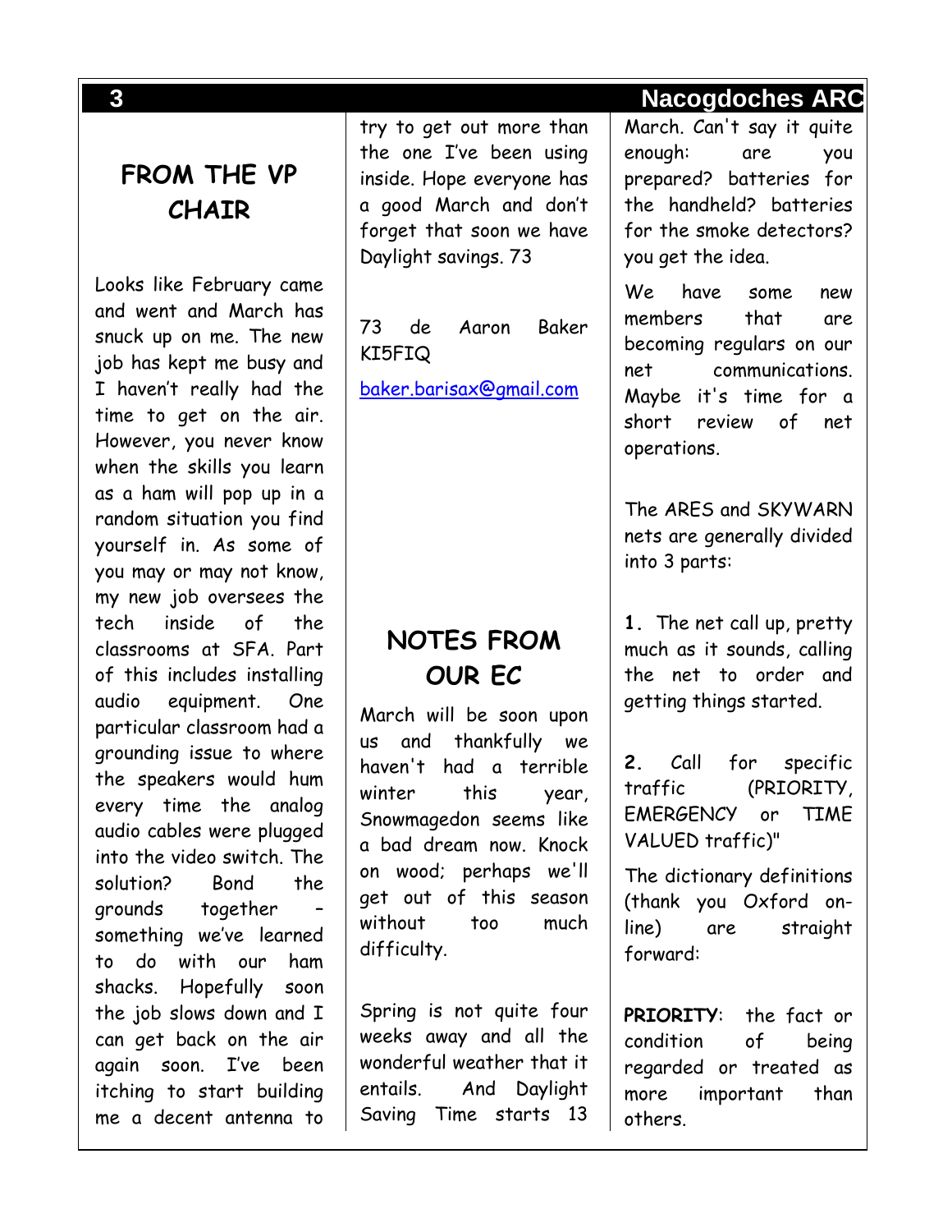## FROM THE VP CHAIR

Looks like February came and went and March has snuck up on me. The new job has kept me busy and I haven't really had the time to get on the air. However, you never know when the skills you learn as a ham will pop up in a random situation you find yourself in. As some of you may or may not know, my new job oversees the tech inside of the classrooms at SFA. Part of this includes installing audio equipment. One particular classroom had a grounding issue to where the speakers would hum every time the analog audio cables were plugged into the video switch. The solution? Bond the grounds together – something we've learned to do with our ham shacks. Hopefully soon the job slows down and I can get back on the air again soon. I've been itching to start building me a decent antenna to try to get out more than the one I've been using inside. Hope everyone has a good March and don't forget that soon we have Daylight savings. 73

73 de Aaron Baker KI5FIQ

baker.barisax@gmail.com

## NOTES FROM OUR EC

March will be soon upon us and thankfully we haven't had a terrible winter this year, Snowmagedon seems like a bad dream now. Knock on wood; perhaps we'll get out of this season without too much difficulty.

Spring is not quite four weeks away and all the wonderful weather that it entails. And Daylight Saving Time starts 13 March. Can't say it quite enough: are you prepared? batteries for the handheld? batteries for the smoke detectors? you get the idea.

We have some new members that are becoming regulars on our net communications. Maybe it's time for a short review of net operations.

The ARES and SKYWARN nets are generally divided into 3 parts:

**1.** The net call up, pretty much as it sounds, calling the net to order and getting things started.

**2.** Call for specific traffic (PRIORITY, EMERGENCY or TIME VALUED traffic)"

The dictionary definitions (thank you Oxford on-line) are straight forward:

**PRIORITY**: the fact or condition of being regarded or treated as more important than others.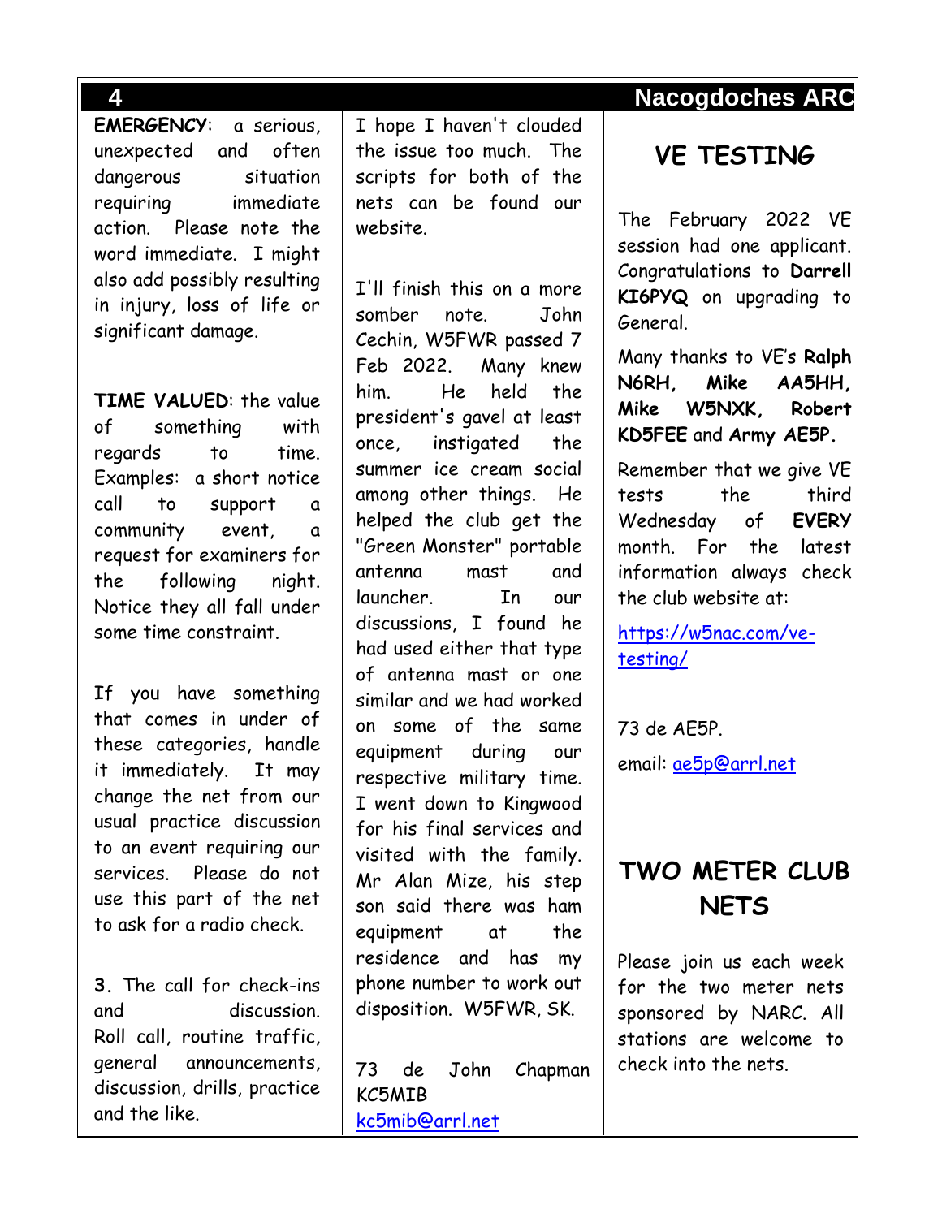**EMERGENCY**: a serious, unexpected and often dangerous situation requiring immediate action. Please note the word immediate. I might also add possibly resulting in injury, loss of life or significant damage.

**TIME VALUED**: the value of something with regards to time. Examples: a short notice call to support a community event, a request for examiners for the following night. Notice they all fall under some time constraint.

If you have something that comes in under of these categories, handle it immediately. It may change the net from our usual practice discussion to an event requiring our services. Please do not use this part of the net to ask for a radio check.

**3.** The call for check-ins and discussion. Roll call, routine traffic, general announcements, discussion, drills, practice and the like.

I hope I haven't clouded the issue too much. The scripts for both of the nets can be found our website.

I'll finish this on a more somber note. John Cechin, W5FWR passed 7 Feb 2022. Many knew him. He held the president's gavel at least once, instigated the summer ice cream social among other things. He helped the club get the "Green Monster" portable antenna mast and launcher. In our discussions, I found he had used either that type of antenna mast or one similar and we had worked on some of the same equipment during our respective military time. I went down to Kingwood for his final services and visited with the family. Mr Alan Mize, his step son said there was ham equipment at the residence and has my phone number to work out disposition. W5FWR, SK.

73 de John Chapman KC5MIB
kc5mib@arrl.net

## VE TESTING

The February 2022 VE session had one applicant. Congratulations to **Darrell KI6PYQ** on upgrading to General.

Many thanks to VE's **Ralph N6RH, Mike AA5HH, Mike W5NXK, Robert KD5FEE** and **Army AE5P.**

Remember that we give VE tests the third Wednesday of **EVERY** month. For the latest information always check the club website at:

https://w5nac.com/ve-testing/

73 de AE5P.

email: ae5p@arrl.net

## TWO METER CLUB NETS

Please join us each week for the two meter nets sponsored by NARC. All stations are welcome to check into the nets.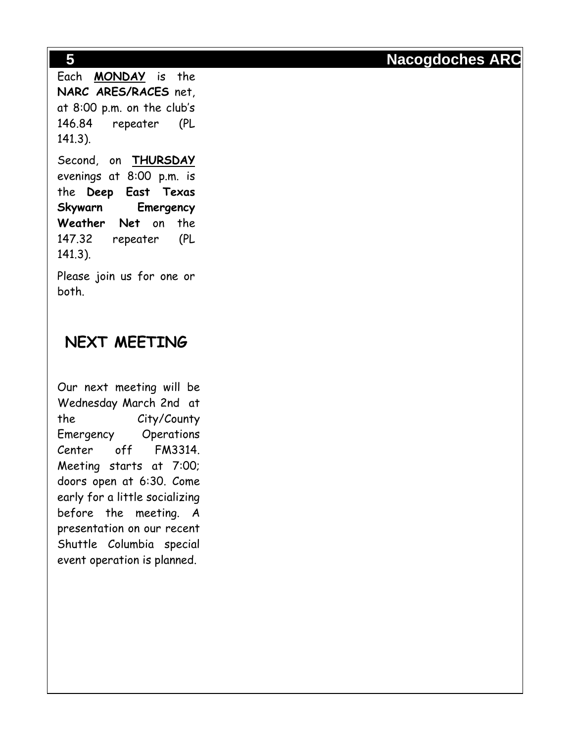Each **MONDAY** is the **NARC ARES/RACES** net, at 8:00 p.m. on the club's 146.84 repeater (PL 141.3).

Second, on **THURSDAY** evenings at 8:00 p.m. is the **Deep East Texas Skywarn Emergency Weather Net** on the 147.32 repeater (PL 141.3).

Please join us for one or both.

## NEXT MEETING

Our next meeting will be Wednesday March 2nd at the City/County Emergency Operations Center off FM3314. Meeting starts at 7:00; doors open at 6:30. Come early for a little socializing before the meeting. A presentation on our recent Shuttle Columbia special event operation is planned.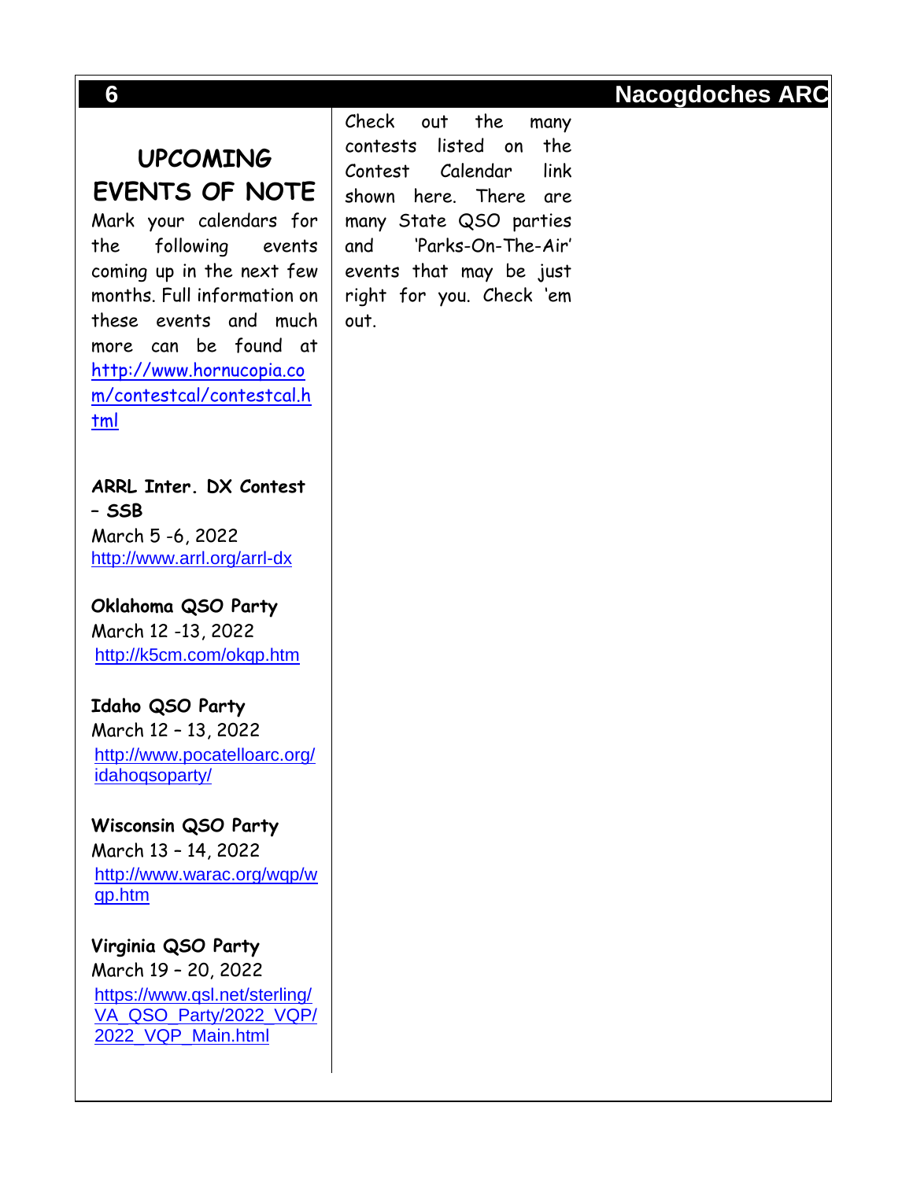## UPCOMING EVENTS OF NOTE

Mark your calendars for the following events coming up in the next few months. Full information on these events and much more can be found at http://www.hornucopia.com/contestcal/contestcal.html

**ARRL Inter. DX Contest – SSB**
March 5 -6, 2022
http://www.arrl.org/arrl-dx

**Oklahoma QSO Party**
March 12 -13, 2022
http://k5cm.com/okqp.htm

**Idaho QSO Party**
March 12 – 13, 2022
http://www.pocatelloarc.org/idahoqsoparty/

**Wisconsin QSO Party**
March 13 – 14, 2022
http://www.warac.org/wqp/wqp.htm

**Virginia QSO Party**
March 19 – 20, 2022
https://www.qsl.net/sterling/VA_QSO_Party/2022_VQP/2022_VQP_Main.html

Check out the many contests listed on the Contest Calendar link shown here. There are many State QSO parties and 'Parks-On-The-Air' events that may be just right for you. Check 'em out.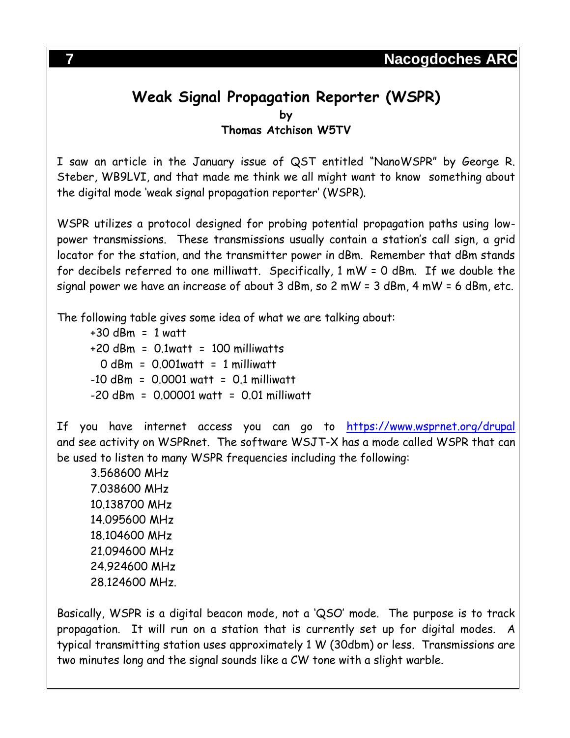# Weak Signal Propagation Reporter (WSPR)

**by**

**Thomas Atchison W5TV**

I saw an article in the January issue of QST entitled "NanoWSPR" by George R. Steber, WB9LVI, and that made me think we all might want to know something about the digital mode 'weak signal propagation reporter' (WSPR).

WSPR utilizes a protocol designed for probing potential propagation paths using low-power transmissions. These transmissions usually contain a station's call sign, a grid locator for the station, and the transmitter power in dBm. Remember that dBm stands for decibels referred to one milliwatt. Specifically, 1 mW = 0 dBm. If we double the signal power we have an increase of about 3 dBm, so 2 mW = 3 dBm, 4 mW = 6 dBm, etc.

The following table gives some idea of what we are talking about:

+30 dBm = 1 watt
+20 dBm = 0.1watt = 100 milliwatts
0 dBm = 0.001watt = 1 milliwatt
-10 dBm = 0.0001 watt = 0.1 milliwatt
-20 dBm = 0.00001 watt = 0.01 milliwatt

If you have internet access you can go to https://www.wsprnet.org/drupal and see activity on WSPRnet. The software WSJT-X has a mode called WSPR that can be used to listen to many WSPR frequencies including the following:

3.568600 MHz
7.038600 MHz
10.138700 MHz
14.095600 MHz
18.104600 MHz
21.094600 MHz
24.924600 MHz
28.124600 MHz.

Basically, WSPR is a digital beacon mode, not a 'QSO' mode. The purpose is to track propagation. It will run on a station that is currently set up for digital modes. A typical transmitting station uses approximately 1 W (30dbm) or less. Transmissions are two minutes long and the signal sounds like a CW tone with a slight warble.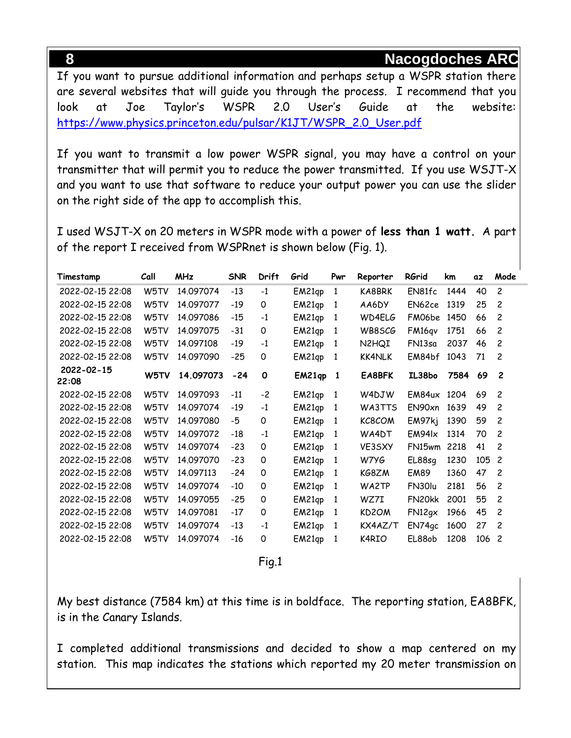If you want to pursue additional information and perhaps setup a WSPR station there are several websites that will guide you through the process. I recommend that you look at Joe Taylor's WSPR 2.0 User's Guide at the website: https://www.physics.princeton.edu/pulsar/K1JT/WSPR_2.0_User.pdf

If you want to transmit a low power WSPR signal, you may have a control on your transmitter that will permit you to reduce the power transmitted. If you use WSJT-X and you want to use that software to reduce your output power you can use the slider on the right side of the app to accomplish this.

I used WSJT-X on 20 meters in WSPR mode with a power of **less than 1 watt.** A part of the report I received from WSPRnet is shown below (Fig. 1).

| Timestamp | Call | MHz | SNR | Drift | Grid | Pwr | Reporter | RGrid | km | az | Mode |
|---|---|---|---|---|---|---|---|---|---|---|---|
| 2022-02-15 22:08 | W5TV | 14.097074 | -13 | -1 | EM21qp | 1 | KA8BRK | EN81fc | 1444 | 40 | 2 |
| 2022-02-15 22:08 | W5TV | 14.097077 | -19 | 0 | EM21qp | 1 | AA6DY | EN62ce | 1319 | 25 | 2 |
| 2022-02-15 22:08 | W5TV | 14.097086 | -15 | -1 | EM21qp | 1 | WD4ELG | FM06be | 1450 | 66 | 2 |
| 2022-02-15 22:08 | W5TV | 14.097075 | -31 | 0 | EM21qp | 1 | WB8SCG | FM16qv | 1751 | 66 | 2 |
| 2022-02-15 22:08 | W5TV | 14.097108 | -19 | -1 | EM21qp | 1 | N2HQI | FN13sa | 2037 | 46 | 2 |
| 2022-02-15 22:08 | W5TV | 14.097090 | -25 | 0 | EM21qp | 1 | KK4NLK | EM84bf | 1043 | 71 | 2 |
| **2022-02-15 22:08** | **W5TV** | **14.097073** | **-24** | **0** | **EM21qp** | **1** | **EA8BFK** | **IL38bo** | **7584** | **69** | **2** |
| 2022-02-15 22:08 | W5TV | 14.097093 | -11 | -2 | EM21qp | 1 | W4DJW | EM84ux | 1204 | 69 | 2 |
| 2022-02-15 22:08 | W5TV | 14.097074 | -19 | -1 | EM21qp | 1 | WA3TTS | EN90xn | 1639 | 49 | 2 |
| 2022-02-15 22:08 | W5TV | 14.097080 | -5 | 0 | EM21qp | 1 | KC8COM | EM97kj | 1390 | 59 | 2 |
| 2022-02-15 22:08 | W5TV | 14.097072 | -18 | -1 | EM21qp | 1 | WA4DT | EM94lx | 1314 | 70 | 2 |
| 2022-02-15 22:08 | W5TV | 14.097074 | -23 | 0 | EM21qp | 1 | VE3SXY | FN15wm | 2218 | 41 | 2 |
| 2022-02-15 22:08 | W5TV | 14.097070 | -23 | 0 | EM21qp | 1 | W7YG | EL88sg | 1230 | 105 | 2 |
| 2022-02-15 22:08 | W5TV | 14.097113 | -24 | 0 | EM21qp | 1 | KG8ZM | EM89 | 1360 | 47 | 2 |
| 2022-02-15 22:08 | W5TV | 14.097074 | -10 | 0 | EM21qp | 1 | WA2TP | FN30lu | 2181 | 56 | 2 |
| 2022-02-15 22:08 | W5TV | 14.097055 | -25 | 0 | EM21qp | 1 | WZ7I | FN20kk | 2001 | 55 | 2 |
| 2022-02-15 22:08 | W5TV | 14.097081 | -17 | 0 | EM21qp | 1 | KD2OM | FN12gx | 1966 | 45 | 2 |
| 2022-02-15 22:08 | W5TV | 14.097074 | -13 | -1 | EM21qp | 1 | KX4AZ/T | EN74gc | 1600 | 27 | 2 |
| 2022-02-15 22:08 | W5TV | 14.097074 | -16 | 0 | EM21qp | 1 | K4RIO | EL88ob | 1208 | 106 | 2 |

Fig.1

My best distance (7584 km) at this time is in boldface. The reporting station, EA8BFK, is in the Canary Islands.

I completed additional transmissions and decided to show a map centered on my station. This map indicates the stations which reported my 20 meter transmission on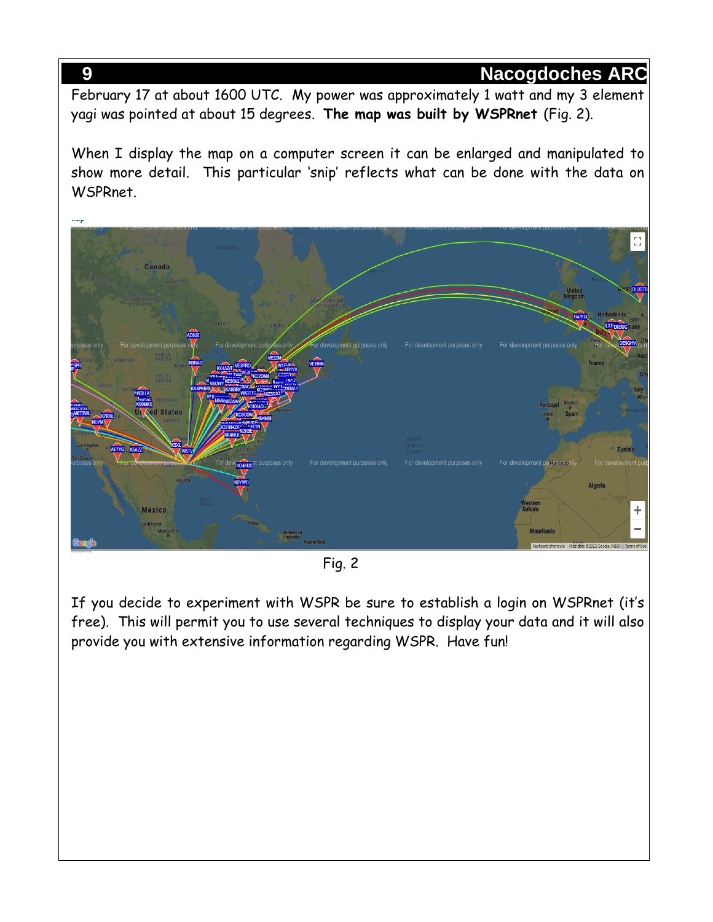February 17 at about 1600 UTC. My power was approximately 1 watt and my 3 element yagi was pointed at about 15 degrees. **The map was built by WSPRnet** (Fig. 2).

When I display the map on a computer screen it can be enlarged and manipulated to show more detail. This particular 'snip' reflects what can be done with the data on WSPRnet.

Fig. 2

If you decide to experiment with WSPR be sure to establish a login on WSPRnet (it's free). This will permit you to use several techniques to display your data and it will also provide you with extensive information regarding WSPR. Have fun!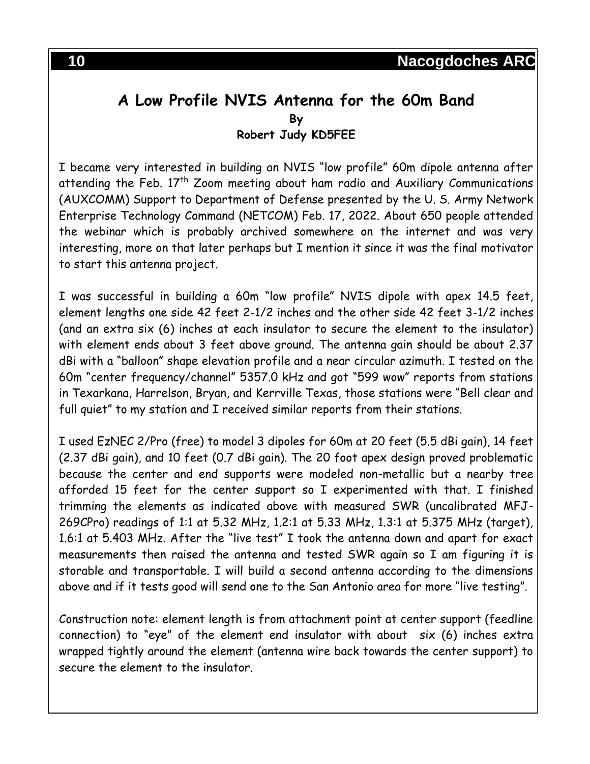# A Low Profile NVIS Antenna for the 60m Band

**By**

**Robert Judy KD5FEE**

I became very interested in building an NVIS "low profile" 60m dipole antenna after attending the Feb. 17th Zoom meeting about ham radio and Auxiliary Communications (AUXCOMM) Support to Department of Defense presented by the U. S. Army Network Enterprise Technology Command (NETCOM) Feb. 17, 2022. About 650 people attended the webinar which is probably archived somewhere on the internet and was very interesting, more on that later perhaps but I mention it since it was the final motivator to start this antenna project.

I was successful in building a 60m "low profile" NVIS dipole with apex 14.5 feet, element lengths one side 42 feet 2-1/2 inches and the other side 42 feet 3-1/2 inches (and an extra six (6) inches at each insulator to secure the element to the insulator) with element ends about 3 feet above ground. The antenna gain should be about 2.37 dBi with a "balloon" shape elevation profile and a near circular azimuth. I tested on the 60m "center frequency/channel" 5357.0 kHz and got "599 wow" reports from stations in Texarkana, Harrelson, Bryan, and Kerrville Texas, those stations were "Bell clear and full quiet" to my station and I received similar reports from their stations.

I used EzNEC 2/Pro (free) to model 3 dipoles for 60m at 20 feet (5.5 dBi gain), 14 feet (2.37 dBi gain), and 10 feet (0.7 dBi gain). The 20 foot apex design proved problematic because the center and end supports were modeled non-metallic but a nearby tree afforded 15 feet for the center support so I experimented with that. I finished trimming the elements as indicated above with measured SWR (uncalibrated MFJ-269CPro) readings of 1:1 at 5.32 MHz, 1.2:1 at 5.33 MHz, 1.3:1 at 5.375 MHz (target), 1.6:1 at 5.403 MHz. After the "live test" I took the antenna down and apart for exact measurements then raised the antenna and tested SWR again so I am figuring it is storable and transportable. I will build a second antenna according to the dimensions above and if it tests good will send one to the San Antonio area for more "live testing".

Construction note: element length is from attachment point at center support (feedline connection) to "eye" of the element end insulator with about six (6) inches extra wrapped tightly around the element (antenna wire back towards the center support) to secure the element to the insulator.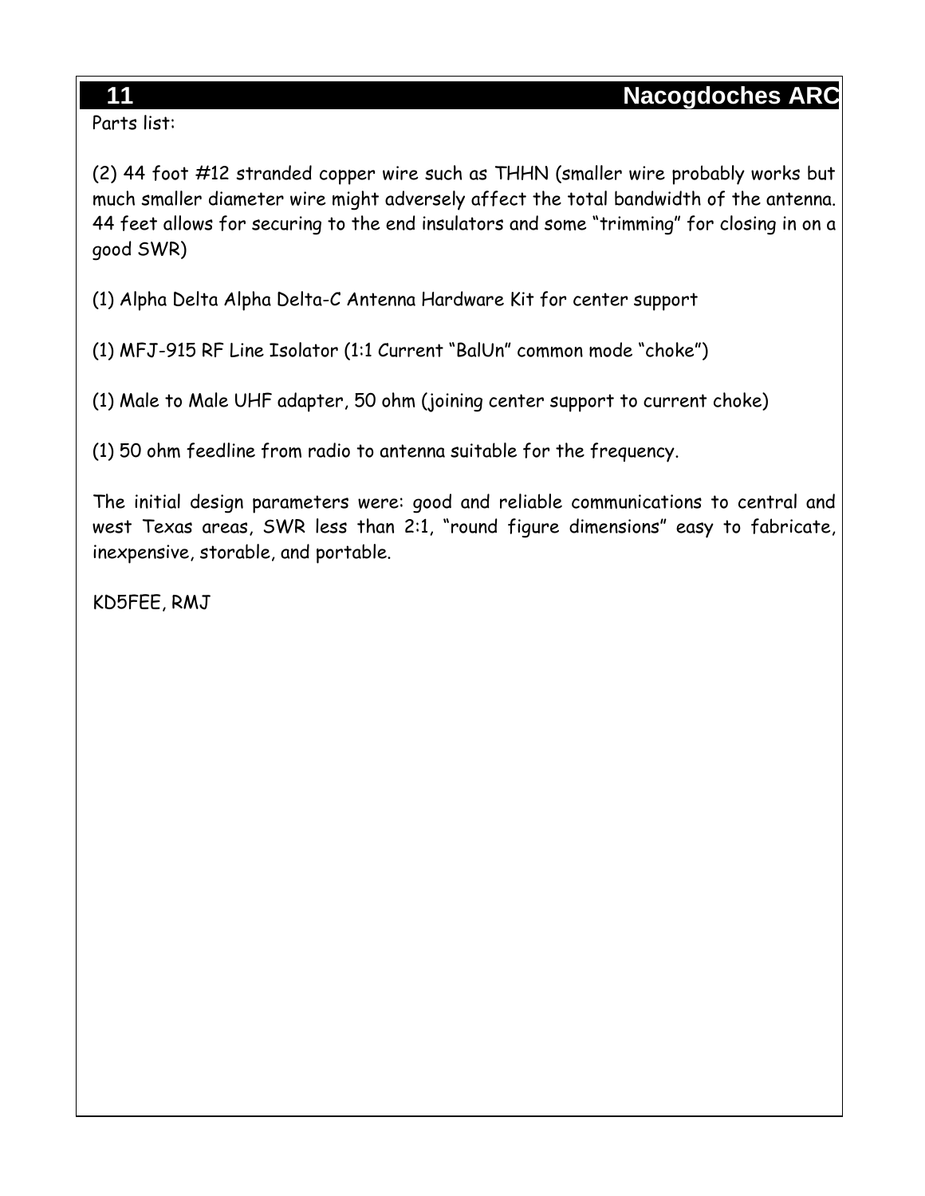Parts list:

(2) 44 foot #12 stranded copper wire such as THHN (smaller wire probably works but much smaller diameter wire might adversely affect the total bandwidth of the antenna. 44 feet allows for securing to the end insulators and some "trimming" for closing in on a good SWR)

(1) Alpha Delta Alpha Delta-C Antenna Hardware Kit for center support

(1) MFJ-915 RF Line Isolator (1:1 Current "BalUn" common mode "choke")

(1) Male to Male UHF adapter, 50 ohm (joining center support to current choke)

(1) 50 ohm feedline from radio to antenna suitable for the frequency.

The initial design parameters were: good and reliable communications to central and west Texas areas, SWR less than 2:1, "round figure dimensions" easy to fabricate, inexpensive, storable, and portable.

KD5FEE, RMJ